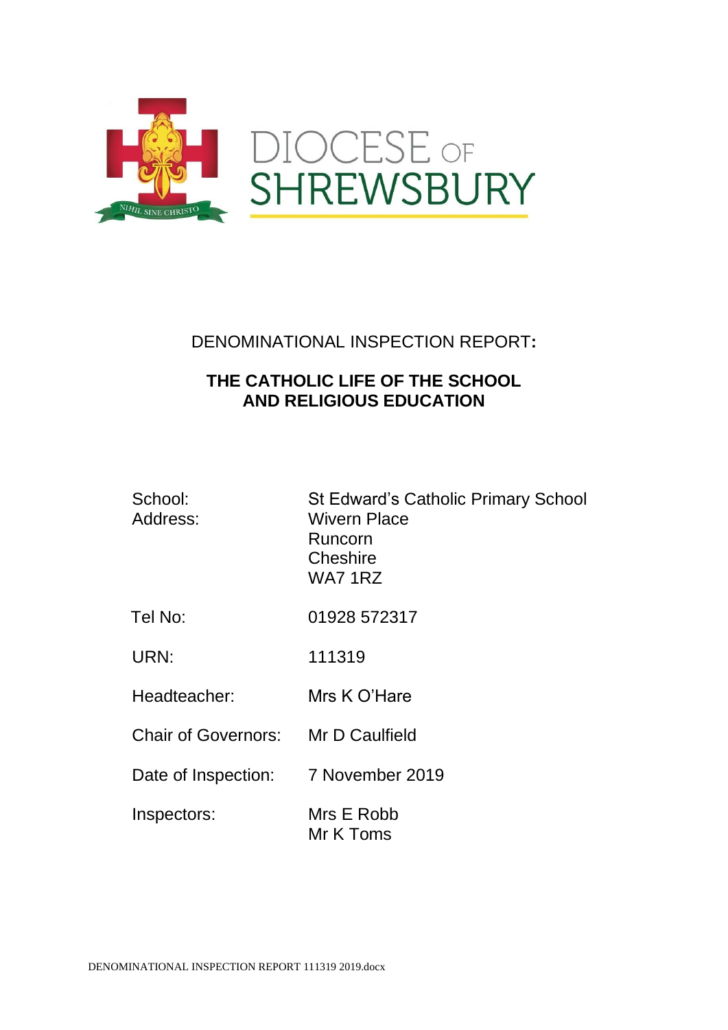DIOCESE OF SHREWSBURY

NIHIL SINE CHRISTO

DENOMINATIONAL INSPECTION REPORT:

# THE CATHOLIC LIFE OF THE SCHOOL AND RELIGIOUS EDUCATION

| | |
|---|---|
| School: | St Edward's Catholic Primary School |
| Address: | Wivern Place<br>Runcorn<br>Cheshire<br>WA7 1RZ |
| Tel No: | 01928 572317 |
| URN: | 111319 |
| Headteacher: | Mrs K O'Hare |
| Chair of Governors: | Mr D Caulfield |
| Date of Inspection: | 7 November 2019 |
| Inspectors: | Mrs E Robb<br>Mr K Toms |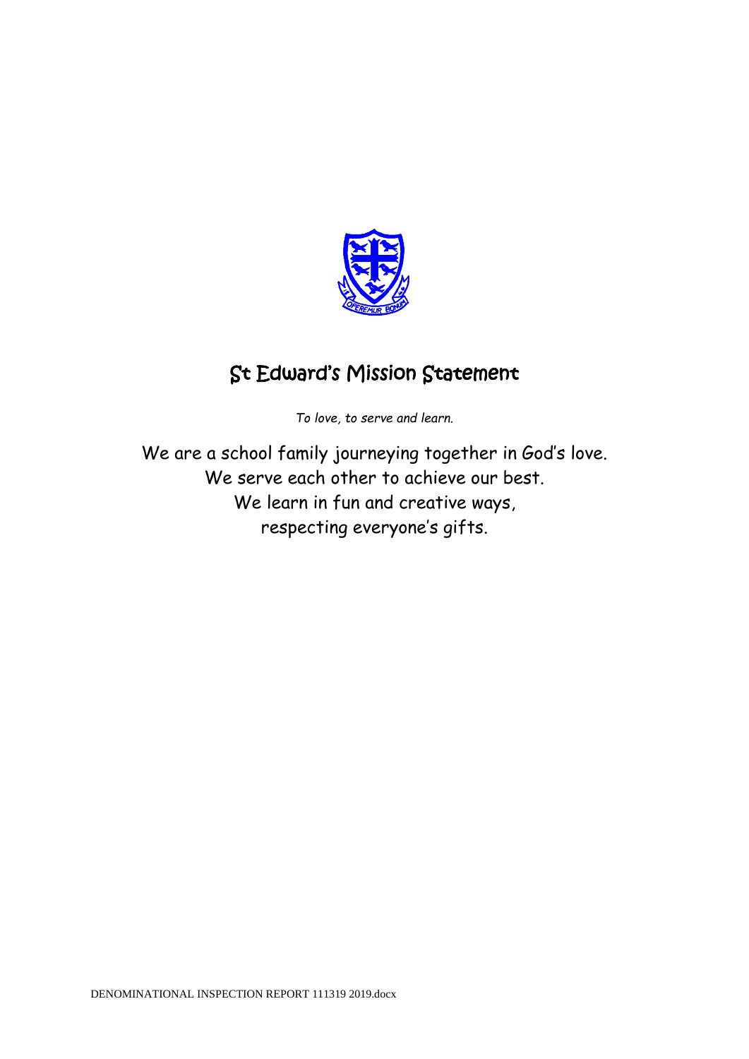# St Edward's Mission Statement

*To love, to serve and learn.*

We are a school family journeying together in God's love.
We serve each other to achieve our best.
We learn in fun and creative ways,
respecting everyone's gifts.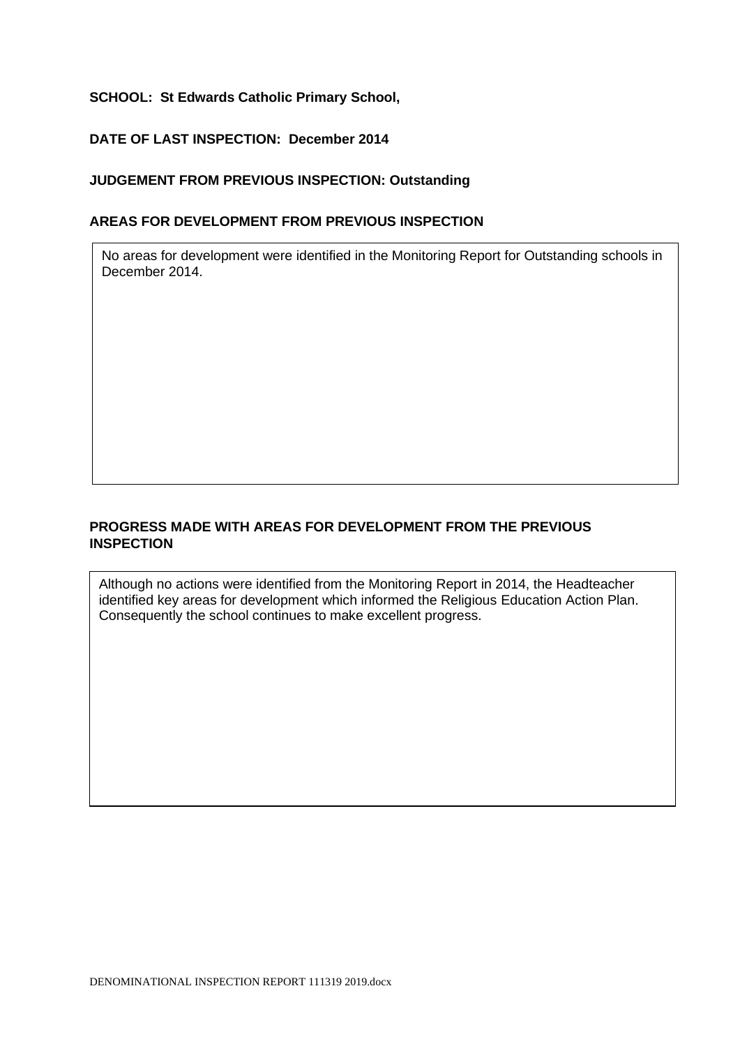**SCHOOL: St Edwards Catholic Primary School,**

**DATE OF LAST INSPECTION: December 2014**

**JUDGEMENT FROM PREVIOUS INSPECTION: Outstanding**

**AREAS FOR DEVELOPMENT FROM PREVIOUS INSPECTION**

No areas for development were identified in the Monitoring Report for Outstanding schools in December 2014.

**PROGRESS MADE WITH AREAS FOR DEVELOPMENT FROM THE PREVIOUS INSPECTION**

Although no actions were identified from the Monitoring Report in 2014, the Headteacher identified key areas for development which informed the Religious Education Action Plan. Consequently the school continues to make excellent progress.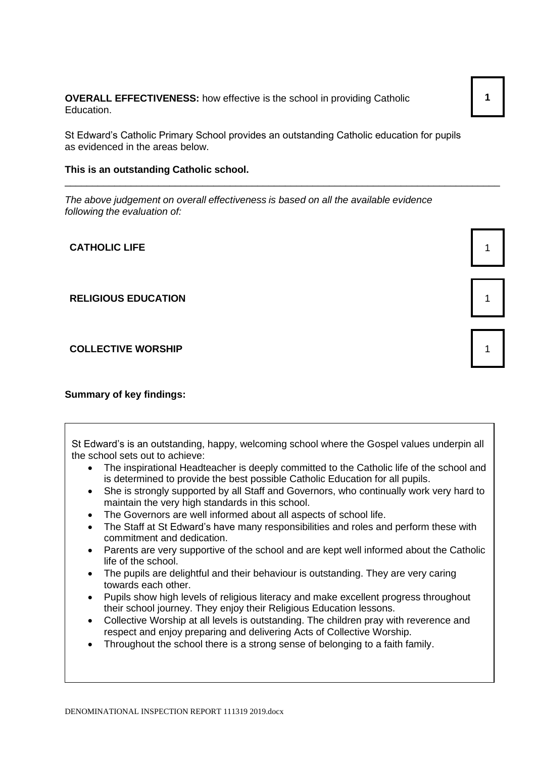**OVERALL EFFECTIVENESS:** how effective is the school in providing Catholic Education.

**1**

St Edward's Catholic Primary School provides an outstanding Catholic education for pupils as evidenced in the areas below.

**This is an outstanding Catholic school.**

---

*The above judgement on overall effectiveness is based on all the available evidence following the evaluation of:*

| | |
|---|---|
| **CATHOLIC LIFE** | 1 |
| **RELIGIOUS EDUCATION** | 1 |
| **COLLECTIVE WORSHIP** | 1 |

**Summary of key findings:**

St Edward's is an outstanding, happy, welcoming school where the Gospel values underpin all the school sets out to achieve:

- The inspirational Headteacher is deeply committed to the Catholic life of the school and is determined to provide the best possible Catholic Education for all pupils.
- She is strongly supported by all Staff and Governors, who continually work very hard to maintain the very high standards in this school.
- The Governors are well informed about all aspects of school life.
- The Staff at St Edward's have many responsibilities and roles and perform these with commitment and dedication.
- Parents are very supportive of the school and are kept well informed about the Catholic life of the school.
- The pupils are delightful and their behaviour is outstanding. They are very caring towards each other.
- Pupils show high levels of religious literacy and make excellent progress throughout their school journey. They enjoy their Religious Education lessons.
- Collective Worship at all levels is outstanding. The children pray with reverence and respect and enjoy preparing and delivering Acts of Collective Worship.
- Throughout the school there is a strong sense of belonging to a faith family.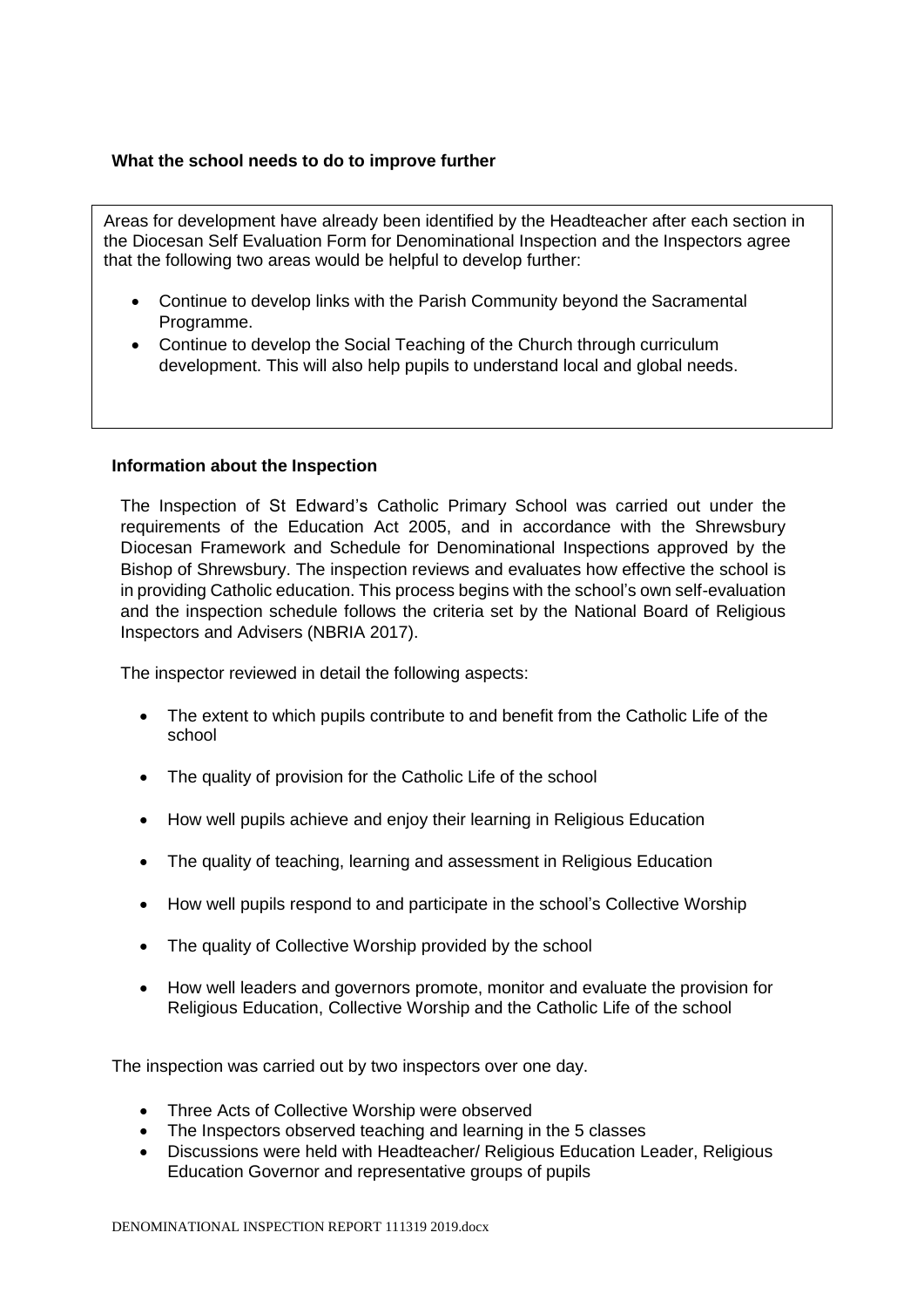### What the school needs to do to improve further

Areas for development have already been identified by the Headteacher after each section in the Diocesan Self Evaluation Form for Denominational Inspection and the Inspectors agree that the following two areas would be helpful to develop further:

- Continue to develop links with the Parish Community beyond the Sacramental Programme.
- Continue to develop the Social Teaching of the Church through curriculum development. This will also help pupils to understand local and global needs.

### Information about the Inspection

The Inspection of St Edward's Catholic Primary School was carried out under the requirements of the Education Act 2005, and in accordance with the Shrewsbury Diocesan Framework and Schedule for Denominational Inspections approved by the Bishop of Shrewsbury. The inspection reviews and evaluates how effective the school is in providing Catholic education. This process begins with the school's own self-evaluation and the inspection schedule follows the criteria set by the National Board of Religious Inspectors and Advisers (NBRIA 2017).

The inspector reviewed in detail the following aspects:

- The extent to which pupils contribute to and benefit from the Catholic Life of the school
- The quality of provision for the Catholic Life of the school
- How well pupils achieve and enjoy their learning in Religious Education
- The quality of teaching, learning and assessment in Religious Education
- How well pupils respond to and participate in the school's Collective Worship
- The quality of Collective Worship provided by the school
- How well leaders and governors promote, monitor and evaluate the provision for Religious Education, Collective Worship and the Catholic Life of the school

The inspection was carried out by two inspectors over one day.

- Three Acts of Collective Worship were observed
- The Inspectors observed teaching and learning in the 5 classes
- Discussions were held with Headteacher/ Religious Education Leader, Religious Education Governor and representative groups of pupils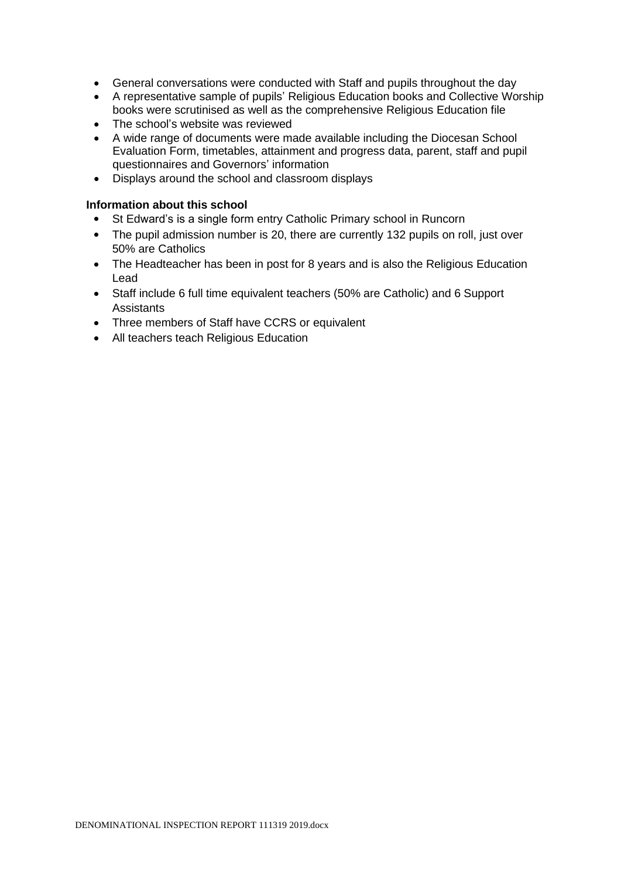- General conversations were conducted with Staff and pupils throughout the day
- A representative sample of pupils' Religious Education books and Collective Worship books were scrutinised as well as the comprehensive Religious Education file
- The school's website was reviewed
- A wide range of documents were made available including the Diocesan School Evaluation Form, timetables, attainment and progress data, parent, staff and pupil questionnaires and Governors' information
- Displays around the school and classroom displays

**Information about this school**

- St Edward's is a single form entry Catholic Primary school in Runcorn
- The pupil admission number is 20, there are currently 132 pupils on roll, just over 50% are Catholics
- The Headteacher has been in post for 8 years and is also the Religious Education Lead
- Staff include 6 full time equivalent teachers (50% are Catholic) and 6 Support Assistants
- Three members of Staff have CCRS or equivalent
- All teachers teach Religious Education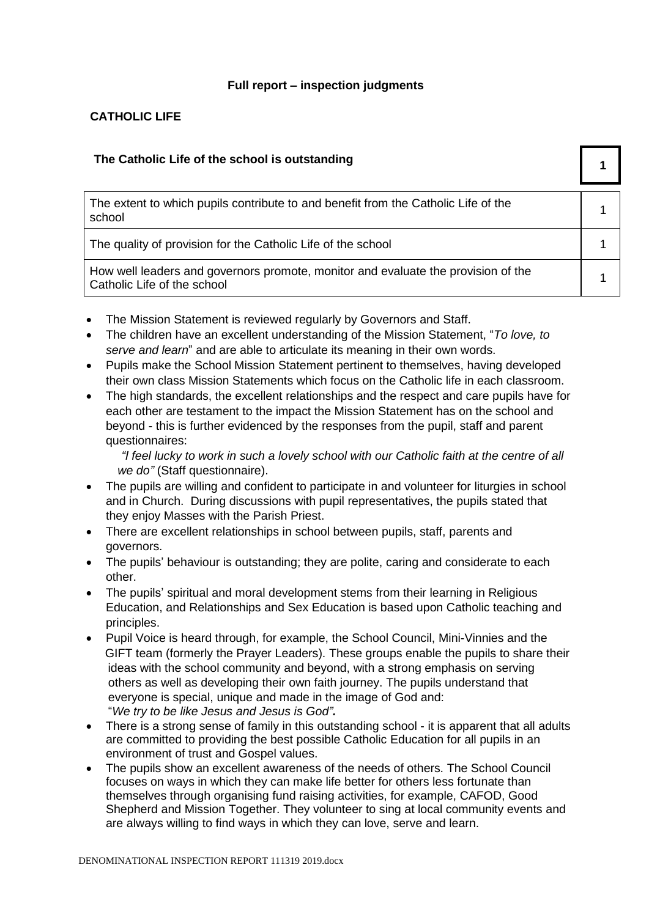**Full report – inspection judgments**

**CATHOLIC LIFE**

| **The Catholic Life of the school is outstanding** | **1** |
|---|---|
| The extent to which pupils contribute to and benefit from the Catholic Life of the school | 1 |
| The quality of provision for the Catholic Life of the school | 1 |
| How well leaders and governors promote, monitor and evaluate the provision of the Catholic Life of the school | 1 |

- The Mission Statement is reviewed regularly by Governors and Staff.
- The children have an excellent understanding of the Mission Statement, "*To love, to serve and learn*" and are able to articulate its meaning in their own words.
- Pupils make the School Mission Statement pertinent to themselves, having developed their own class Mission Statements which focus on the Catholic life in each classroom.
- The high standards, the excellent relationships and the respect and care pupils have for each other are testament to the impact the Mission Statement has on the school and beyond - this is further evidenced by the responses from the pupil, staff and parent questionnaires:
  *"I feel lucky to work in such a lovely school with our Catholic faith at the centre of all we do"* (Staff questionnaire).
- The pupils are willing and confident to participate in and volunteer for liturgies in school and in Church. During discussions with pupil representatives, the pupils stated that they enjoy Masses with the Parish Priest.
- There are excellent relationships in school between pupils, staff, parents and governors.
- The pupils' behaviour is outstanding; they are polite, caring and considerate to each other.
- The pupils' spiritual and moral development stems from their learning in Religious Education, and Relationships and Sex Education is based upon Catholic teaching and principles.
- Pupil Voice is heard through, for example, the School Council, Mini-Vinnies and the GIFT team (formerly the Prayer Leaders). These groups enable the pupils to share their ideas with the school community and beyond, with a strong emphasis on serving others as well as developing their own faith journey. The pupils understand that everyone is special, unique and made in the image of God and:
  "*We try to be like Jesus and Jesus is God".*
- There is a strong sense of family in this outstanding school - it is apparent that all adults are committed to providing the best possible Catholic Education for all pupils in an environment of trust and Gospel values.
- The pupils show an excellent awareness of the needs of others. The School Council focuses on ways in which they can make life better for others less fortunate than themselves through organising fund raising activities, for example, CAFOD, Good Shepherd and Mission Together. They volunteer to sing at local community events and are always willing to find ways in which they can love, serve and learn.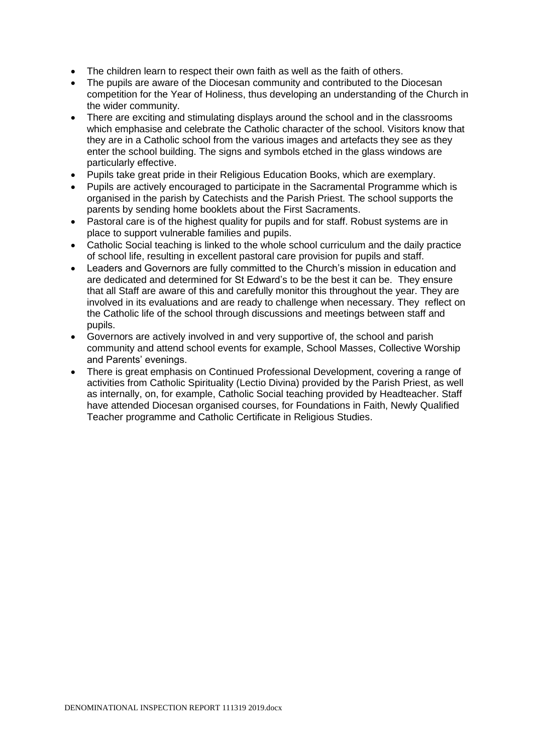- The children learn to respect their own faith as well as the faith of others.
- The pupils are aware of the Diocesan community and contributed to the Diocesan competition for the Year of Holiness, thus developing an understanding of the Church in the wider community.
- There are exciting and stimulating displays around the school and in the classrooms which emphasise and celebrate the Catholic character of the school. Visitors know that they are in a Catholic school from the various images and artefacts they see as they enter the school building. The signs and symbols etched in the glass windows are particularly effective.
- Pupils take great pride in their Religious Education Books, which are exemplary.
- Pupils are actively encouraged to participate in the Sacramental Programme which is organised in the parish by Catechists and the Parish Priest. The school supports the parents by sending home booklets about the First Sacraments.
- Pastoral care is of the highest quality for pupils and for staff. Robust systems are in place to support vulnerable families and pupils.
- Catholic Social teaching is linked to the whole school curriculum and the daily practice of school life, resulting in excellent pastoral care provision for pupils and staff.
- Leaders and Governors are fully committed to the Church's mission in education and are dedicated and determined for St Edward's to be the best it can be. They ensure that all Staff are aware of this and carefully monitor this throughout the year. They are involved in its evaluations and are ready to challenge when necessary. They reflect on the Catholic life of the school through discussions and meetings between staff and pupils.
- Governors are actively involved in and very supportive of, the school and parish community and attend school events for example, School Masses, Collective Worship and Parents' evenings.
- There is great emphasis on Continued Professional Development, covering a range of activities from Catholic Spirituality (Lectio Divina) provided by the Parish Priest, as well as internally, on, for example, Catholic Social teaching provided by Headteacher. Staff have attended Diocesan organised courses, for Foundations in Faith, Newly Qualified Teacher programme and Catholic Certificate in Religious Studies.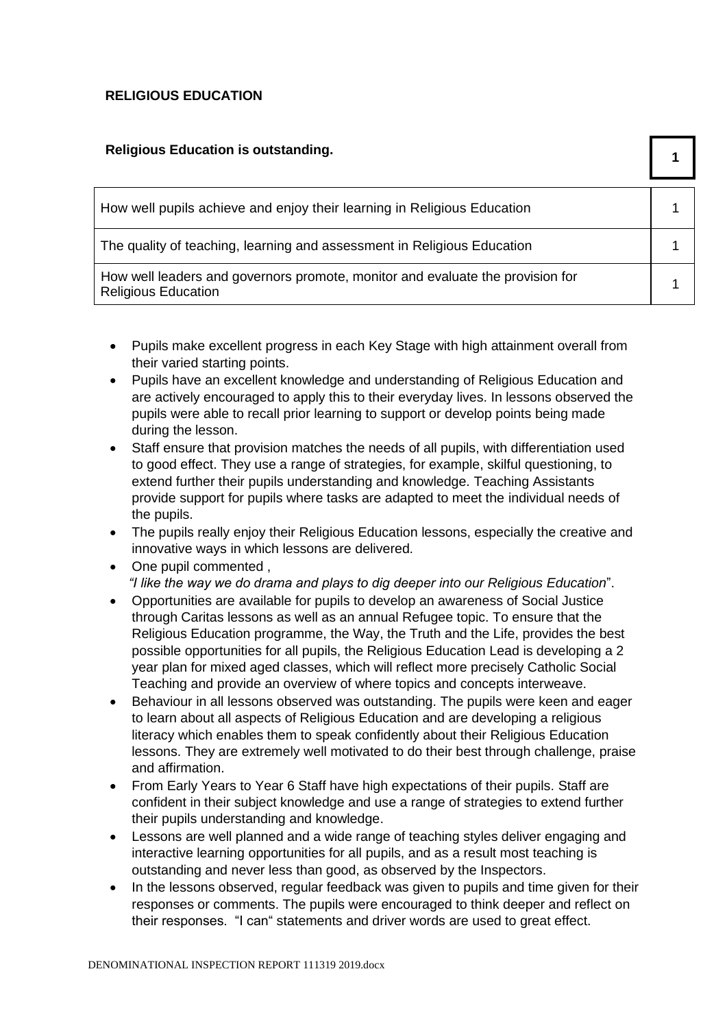**RELIGIOUS EDUCATION**

| Religious Education is outstanding. | 1 |
|---|---|

| | |
|---|---|
| How well pupils achieve and enjoy their learning in Religious Education | 1 |
| The quality of teaching, learning and assessment in Religious Education | 1 |
| How well leaders and governors promote, monitor and evaluate the provision for Religious Education | 1 |

- Pupils make excellent progress in each Key Stage with high attainment overall from their varied starting points.
- Pupils have an excellent knowledge and understanding of Religious Education and are actively encouraged to apply this to their everyday lives. In lessons observed the pupils were able to recall prior learning to support or develop points being made during the lesson.
- Staff ensure that provision matches the needs of all pupils, with differentiation used to good effect. They use a range of strategies, for example, skilful questioning, to extend further their pupils understanding and knowledge. Teaching Assistants provide support for pupils where tasks are adapted to meet the individual needs of the pupils.
- The pupils really enjoy their Religious Education lessons, especially the creative and innovative ways in which lessons are delivered.
- One pupil commented ,
  *"I like the way we do drama and plays to dig deeper into our Religious Education*".
- Opportunities are available for pupils to develop an awareness of Social Justice through Caritas lessons as well as an annual Refugee topic. To ensure that the Religious Education programme, the Way, the Truth and the Life, provides the best possible opportunities for all pupils, the Religious Education Lead is developing a 2 year plan for mixed aged classes, which will reflect more precisely Catholic Social Teaching and provide an overview of where topics and concepts interweave.
- Behaviour in all lessons observed was outstanding. The pupils were keen and eager to learn about all aspects of Religious Education and are developing a religious literacy which enables them to speak confidently about their Religious Education lessons. They are extremely well motivated to do their best through challenge, praise and affirmation.
- From Early Years to Year 6 Staff have high expectations of their pupils. Staff are confident in their subject knowledge and use a range of strategies to extend further their pupils understanding and knowledge.
- Lessons are well planned and a wide range of teaching styles deliver engaging and interactive learning opportunities for all pupils, and as a result most teaching is outstanding and never less than good, as observed by the Inspectors.
- In the lessons observed, regular feedback was given to pupils and time given for their responses or comments. The pupils were encouraged to think deeper and reflect on their responses. "I can" statements and driver words are used to great effect.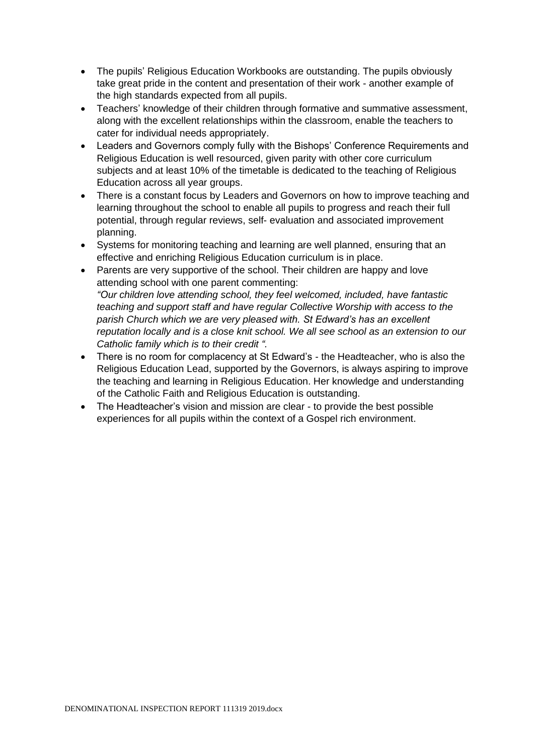- The pupils' Religious Education Workbooks are outstanding. The pupils obviously take great pride in the content and presentation of their work - another example of the high standards expected from all pupils.
- Teachers' knowledge of their children through formative and summative assessment, along with the excellent relationships within the classroom, enable the teachers to cater for individual needs appropriately.
- Leaders and Governors comply fully with the Bishops' Conference Requirements and Religious Education is well resourced, given parity with other core curriculum subjects and at least 10% of the timetable is dedicated to the teaching of Religious Education across all year groups.
- There is a constant focus by Leaders and Governors on how to improve teaching and learning throughout the school to enable all pupils to progress and reach their full potential, through regular reviews, self- evaluation and associated improvement planning.
- Systems for monitoring teaching and learning are well planned, ensuring that an effective and enriching Religious Education curriculum is in place.
- Parents are very supportive of the school. Their children are happy and love attending school with one parent commenting:
  *"Our children love attending school, they feel welcomed, included, have fantastic teaching and support staff and have regular Collective Worship with access to the parish Church which we are very pleased with. St Edward's has an excellent reputation locally and is a close knit school. We all see school as an extension to our Catholic family which is to their credit ".*
- There is no room for complacency at St Edward's - the Headteacher, who is also the Religious Education Lead, supported by the Governors, is always aspiring to improve the teaching and learning in Religious Education. Her knowledge and understanding of the Catholic Faith and Religious Education is outstanding.
- The Headteacher's vision and mission are clear - to provide the best possible experiences for all pupils within the context of a Gospel rich environment.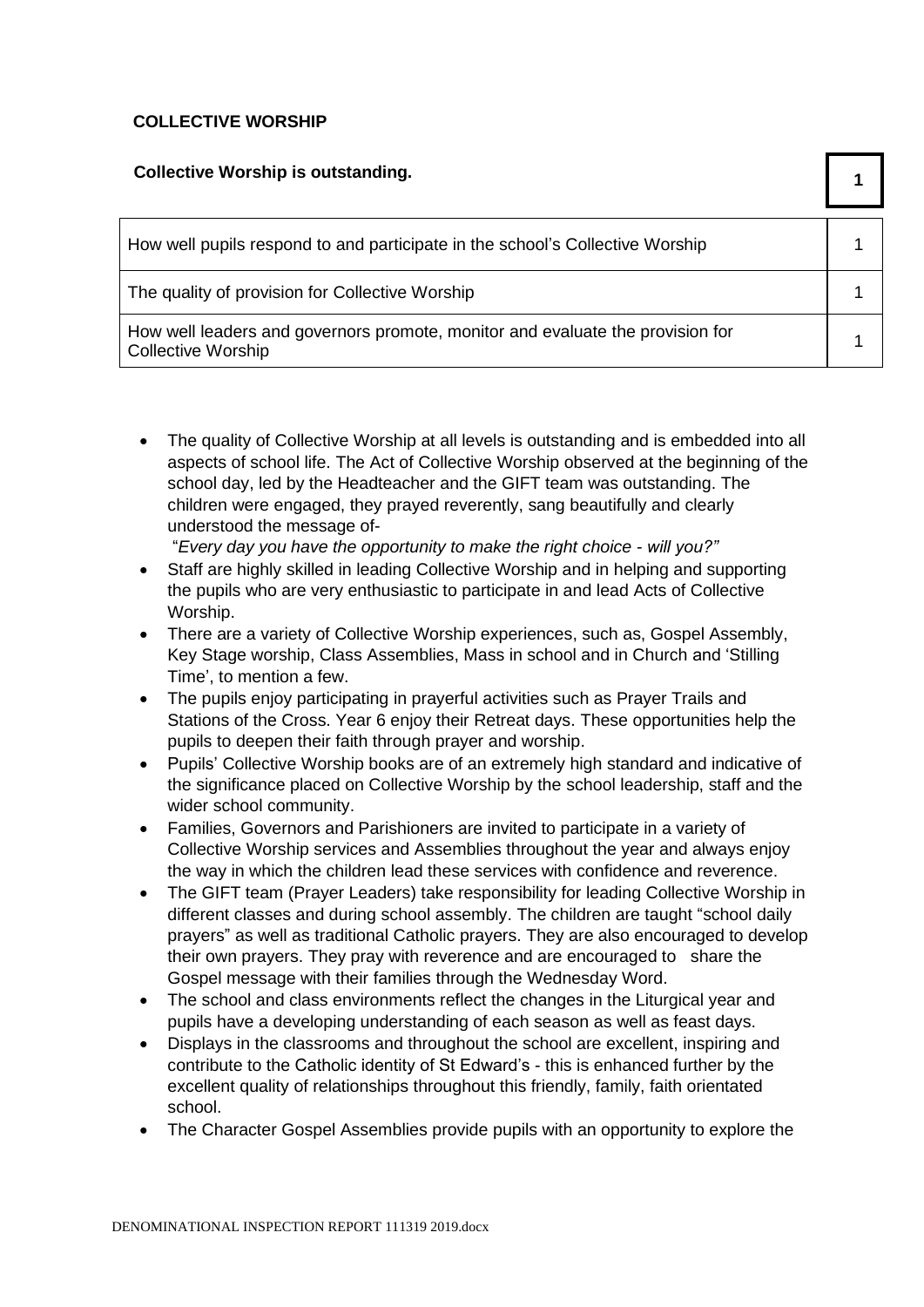**COLLECTIVE WORSHIP**

**Collective Worship is outstanding.** **1**

| | |
|---|---|
| How well pupils respond to and participate in the school's Collective Worship | 1 |
| The quality of provision for Collective Worship | 1 |
| How well leaders and governors promote, monitor and evaluate the provision for Collective Worship | 1 |

- The quality of Collective Worship at all levels is outstanding and is embedded into all aspects of school life. The Act of Collective Worship observed at the beginning of the school day, led by the Headteacher and the GIFT team was outstanding. The children were engaged, they prayed reverently, sang beautifully and clearly understood the message of-
  "*Every day you have the opportunity to make the right choice - will you?"*
- Staff are highly skilled in leading Collective Worship and in helping and supporting the pupils who are very enthusiastic to participate in and lead Acts of Collective Worship.
- There are a variety of Collective Worship experiences, such as, Gospel Assembly, Key Stage worship, Class Assemblies, Mass in school and in Church and 'Stilling Time', to mention a few.
- The pupils enjoy participating in prayerful activities such as Prayer Trails and Stations of the Cross. Year 6 enjoy their Retreat days. These opportunities help the pupils to deepen their faith through prayer and worship.
- Pupils' Collective Worship books are of an extremely high standard and indicative of the significance placed on Collective Worship by the school leadership, staff and the wider school community.
- Families, Governors and Parishioners are invited to participate in a variety of Collective Worship services and Assemblies throughout the year and always enjoy the way in which the children lead these services with confidence and reverence.
- The GIFT team (Prayer Leaders) take responsibility for leading Collective Worship in different classes and during school assembly. The children are taught "school daily prayers" as well as traditional Catholic prayers. They are also encouraged to develop their own prayers. They pray with reverence and are encouraged to share the Gospel message with their families through the Wednesday Word.
- The school and class environments reflect the changes in the Liturgical year and pupils have a developing understanding of each season as well as feast days.
- Displays in the classrooms and throughout the school are excellent, inspiring and contribute to the Catholic identity of St Edward's - this is enhanced further by the excellent quality of relationships throughout this friendly, family, faith orientated school.
- The Character Gospel Assemblies provide pupils with an opportunity to explore the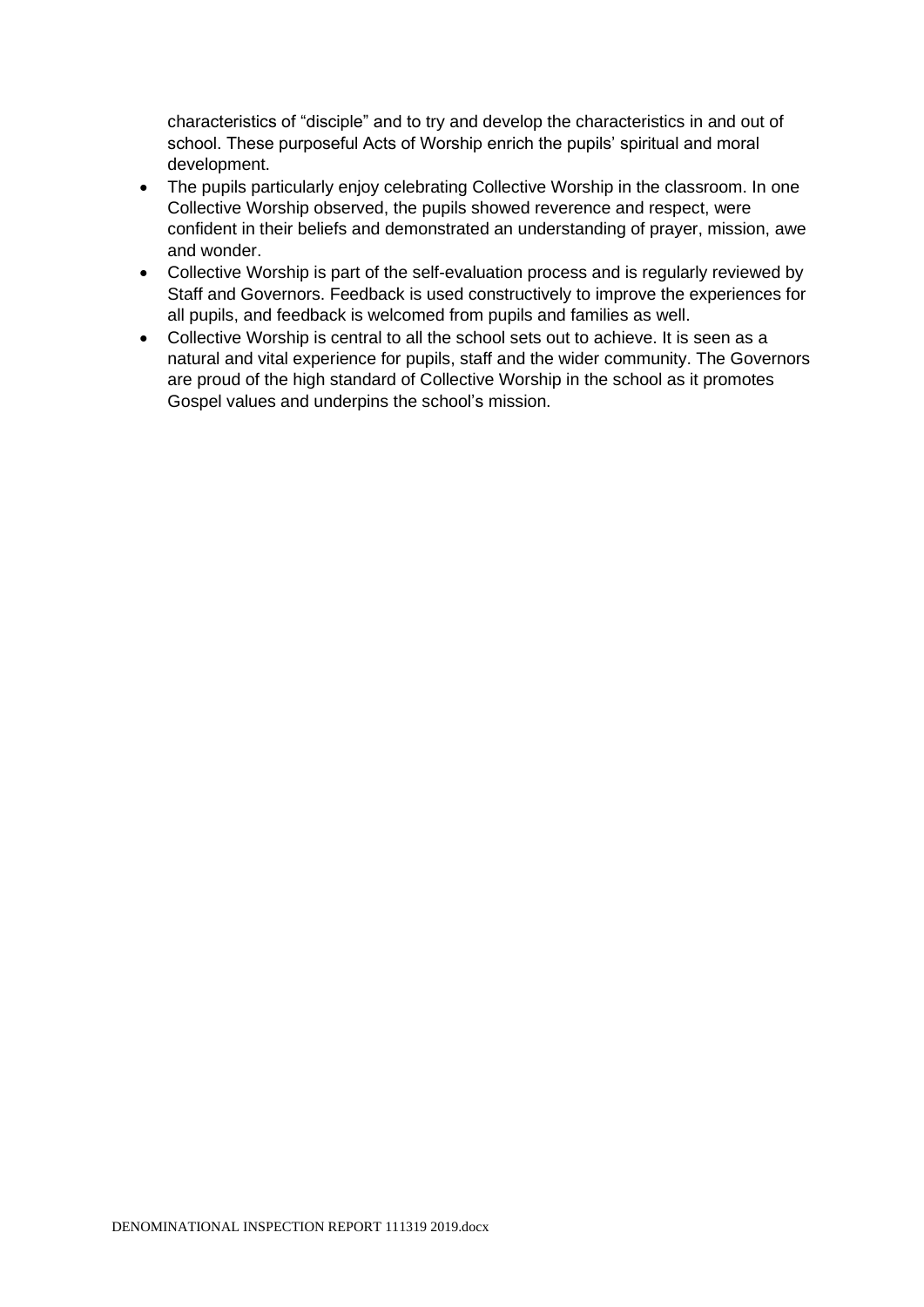characteristics of "disciple" and to try and develop the characteristics in and out of school. These purposeful Acts of Worship enrich the pupils' spiritual and moral development.

- The pupils particularly enjoy celebrating Collective Worship in the classroom. In one Collective Worship observed, the pupils showed reverence and respect, were confident in their beliefs and demonstrated an understanding of prayer, mission, awe and wonder.
- Collective Worship is part of the self-evaluation process and is regularly reviewed by Staff and Governors. Feedback is used constructively to improve the experiences for all pupils, and feedback is welcomed from pupils and families as well.
- Collective Worship is central to all the school sets out to achieve. It is seen as a natural and vital experience for pupils, staff and the wider community. The Governors are proud of the high standard of Collective Worship in the school as it promotes Gospel values and underpins the school's mission.